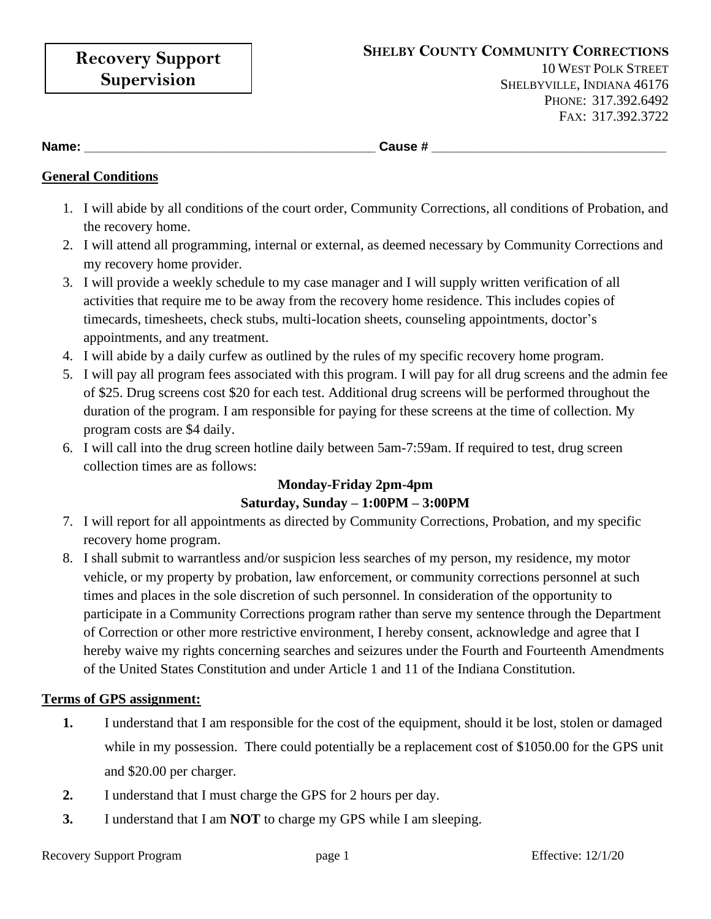# Recovery Support Supervision

**SHELBY COUNTY COMMUNITY CORRECTIONS**
10 WEST POLK STREET
SHELBYVILLE, INDIANA 46176
PHONE: 317.392.6492
FAX: 317.392.3722

**Name:** ________________________________________ **Cause #** ________________________________

## General Conditions

1. I will abide by all conditions of the court order, Community Corrections, all conditions of Probation, and the recovery home.
2. I will attend all programming, internal or external, as deemed necessary by Community Corrections and my recovery home provider.
3. I will provide a weekly schedule to my case manager and I will supply written verification of all activities that require me to be away from the recovery home residence. This includes copies of timecards, timesheets, check stubs, multi-location sheets, counseling appointments, doctor's appointments, and any treatment.
4. I will abide by a daily curfew as outlined by the rules of my specific recovery home program.
5. I will pay all program fees associated with this program. I will pay for all drug screens and the admin fee of $25. Drug screens cost $20 for each test. Additional drug screens will be performed throughout the duration of the program. I am responsible for paying for these screens at the time of collection. My program costs are $4 daily.
6. I will call into the drug screen hotline daily between 5am-7:59am. If required to test, drug screen collection times are as follows:

   **Monday-Friday 2pm-4pm**
   **Saturday, Sunday – 1:00PM – 3:00PM**

7. I will report for all appointments as directed by Community Corrections, Probation, and my specific recovery home program.
8. I shall submit to warrantless and/or suspicion less searches of my person, my residence, my motor vehicle, or my property by probation, law enforcement, or community corrections personnel at such times and places in the sole discretion of such personnel. In consideration of the opportunity to participate in a Community Corrections program rather than serve my sentence through the Department of Correction or other more restrictive environment, I hereby consent, acknowledge and agree that I hereby waive my rights concerning searches and seizures under the Fourth and Fourteenth Amendments of the United States Constitution and under Article 1 and 11 of the Indiana Constitution.

## Terms of GPS assignment:

1. I understand that I am responsible for the cost of the equipment, should it be lost, stolen or damaged while in my possession. There could potentially be a replacement cost of $1050.00 for the GPS unit and $20.00 per charger.
2. I understand that I must charge the GPS for 2 hours per day.
3. I understand that I am **NOT** to charge my GPS while I am sleeping.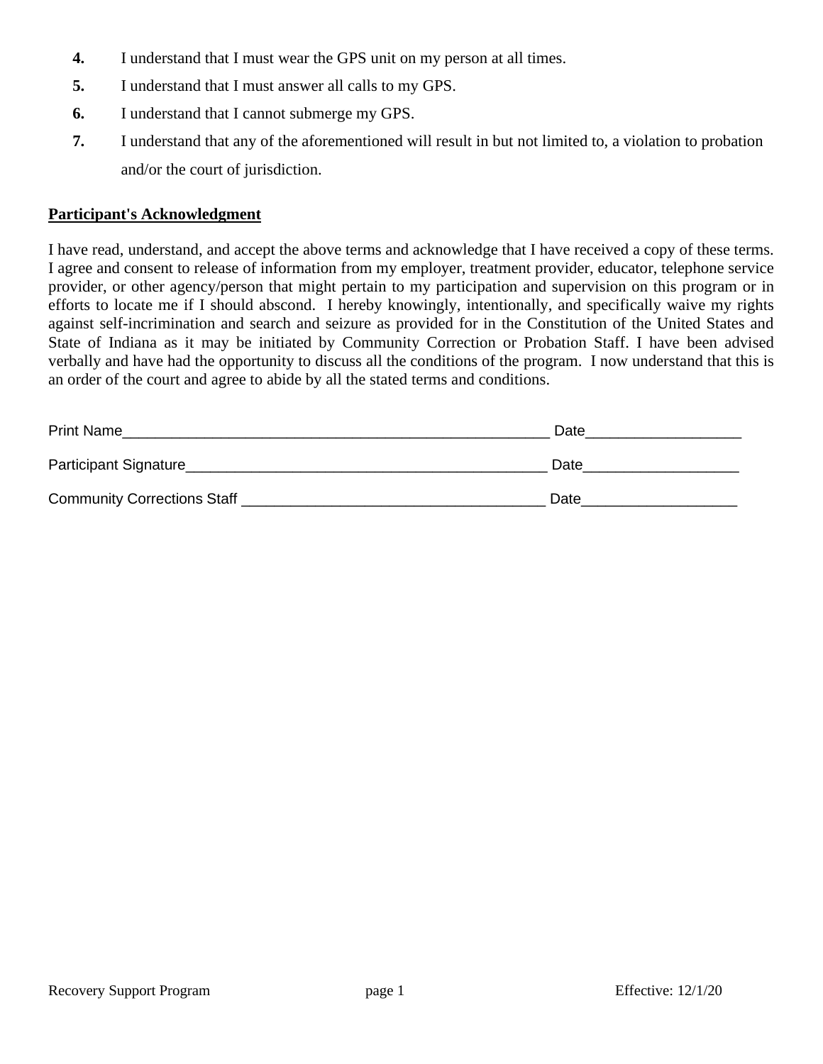4. I understand that I must wear the GPS unit on my person at all times.
5. I understand that I must answer all calls to my GPS.
6. I understand that I cannot submerge my GPS.
7. I understand that any of the aforementioned will result in but not limited to, a violation to probation and/or the court of jurisdiction.

**Participant's Acknowledgment**

I have read, understand, and accept the above terms and acknowledge that I have received a copy of these terms. I agree and consent to release of information from my employer, treatment provider, educator, telephone service provider, or other agency/person that might pertain to my participation and supervision on this program or in efforts to locate me if I should abscond. I hereby knowingly, intentionally, and specifically waive my rights against self-incrimination and search and seizure as provided for in the Constitution of the United States and State of Indiana as it may be initiated by Community Correction or Probation Staff. I have been advised verbally and have had the opportunity to discuss all the conditions of the program. I now understand that this is an order of the court and agree to abide by all the stated terms and conditions.

Print Name_______________________________________________________ Date___________________

Participant Signature_____________________________________________ Date___________________

Community Corrections Staff _______________________________________ Date___________________

Recovery Support Program          Effective: 12/1/20